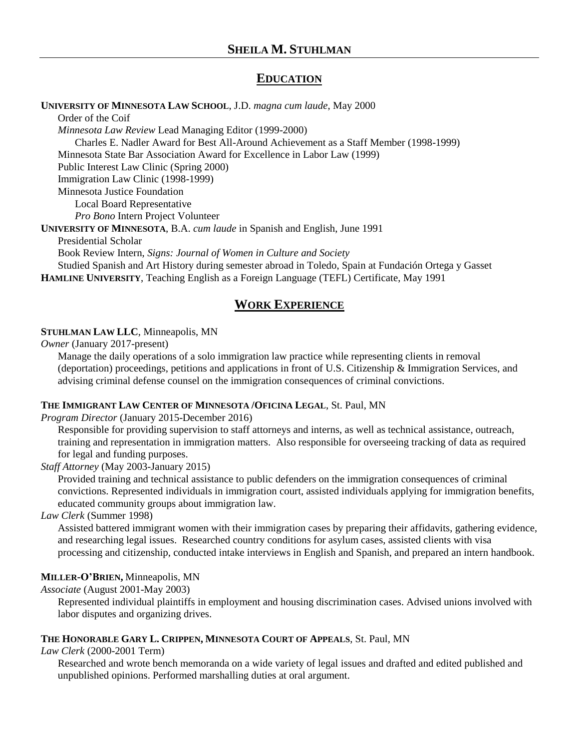# SHEILA M. STUHLMAN

## EDUCATION

**UNIVERSITY OF MINNESOTA LAW SCHOOL**, J.D. *magna cum laude*, May 2000
- Order of the Coif
- *Minnesota Law Review* Lead Managing Editor (1999-2000)
  - Charles E. Nadler Award for Best All-Around Achievement as a Staff Member (1998-1999)
- Minnesota State Bar Association Award for Excellence in Labor Law (1999)
- Public Interest Law Clinic (Spring 2000)
- Immigration Law Clinic (1998-1999)
- Minnesota Justice Foundation
  - Local Board Representative
  - *Pro Bono* Intern Project Volunteer

**UNIVERSITY OF MINNESOTA**, B.A. *cum laude* in Spanish and English, June 1991
- Presidential Scholar
- Book Review Intern, *Signs: Journal of Women in Culture and Society*
- Studied Spanish and Art History during semester abroad in Toledo, Spain at Fundación Ortega y Gasset

**HAMLINE UNIVERSITY**, Teaching English as a Foreign Language (TEFL) Certificate, May 1991

## WORK EXPERIENCE

**STUHLMAN LAW LLC**, Minneapolis, MN

*Owner* (January 2017-present)

Manage the daily operations of a solo immigration law practice while representing clients in removal (deportation) proceedings, petitions and applications in front of U.S. Citizenship & Immigration Services, and advising criminal defense counsel on the immigration consequences of criminal convictions.

**THE IMMIGRANT LAW CENTER OF MINNESOTA /OFICINA LEGAL**, St. Paul, MN

*Program Director* (January 2015-December 2016)

Responsible for providing supervision to staff attorneys and interns, as well as technical assistance, outreach, training and representation in immigration matters. Also responsible for overseeing tracking of data as required for legal and funding purposes.

*Staff Attorney* (May 2003-January 2015)

Provided training and technical assistance to public defenders on the immigration consequences of criminal convictions. Represented individuals in immigration court, assisted individuals applying for immigration benefits, educated community groups about immigration law.

*Law Clerk* (Summer 1998)

Assisted battered immigrant women with their immigration cases by preparing their affidavits, gathering evidence, and researching legal issues. Researched country conditions for asylum cases, assisted clients with visa processing and citizenship, conducted intake interviews in English and Spanish, and prepared an intern handbook.

**MILLER-O'BRIEN,** Minneapolis, MN

*Associate* (August 2001-May 2003)

Represented individual plaintiffs in employment and housing discrimination cases. Advised unions involved with labor disputes and organizing drives.

**THE HONORABLE GARY L. CRIPPEN, MINNESOTA COURT OF APPEALS**, St. Paul, MN

*Law Clerk* (2000-2001 Term)

Researched and wrote bench memoranda on a wide variety of legal issues and drafted and edited published and unpublished opinions. Performed marshalling duties at oral argument.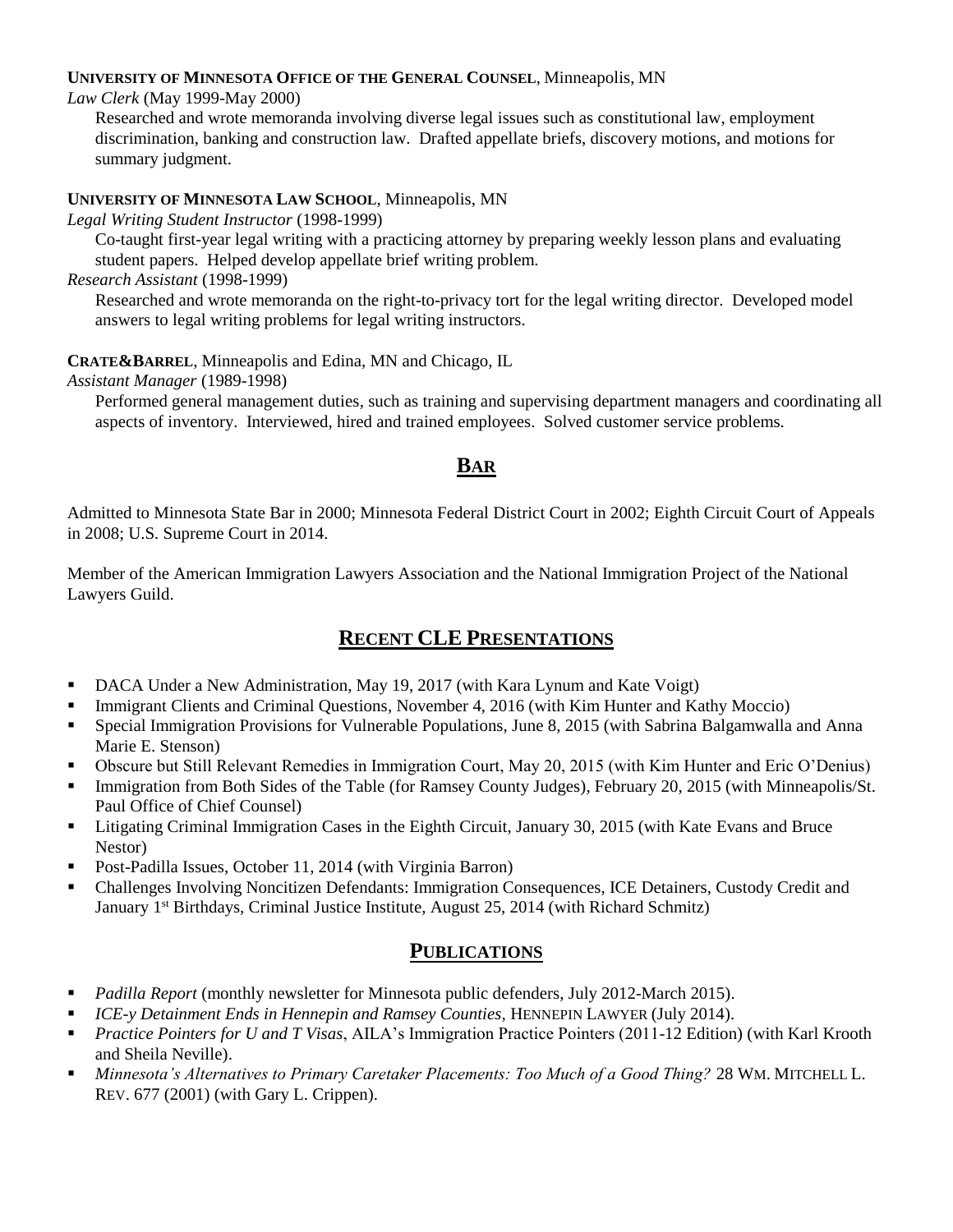**UNIVERSITY OF MINNESOTA OFFICE OF THE GENERAL COUNSEL**, Minneapolis, MN

*Law Clerk* (May 1999-May 2000)

Researched and wrote memoranda involving diverse legal issues such as constitutional law, employment discrimination, banking and construction law. Drafted appellate briefs, discovery motions, and motions for summary judgment.

**UNIVERSITY OF MINNESOTA LAW SCHOOL**, Minneapolis, MN

*Legal Writing Student Instructor* (1998-1999)

Co-taught first-year legal writing with a practicing attorney by preparing weekly lesson plans and evaluating student papers. Helped develop appellate brief writing problem.

*Research Assistant* (1998-1999)

Researched and wrote memoranda on the right-to-privacy tort for the legal writing director. Developed model answers to legal writing problems for legal writing instructors.

**CRATE&BARREL**, Minneapolis and Edina, MN and Chicago, IL

*Assistant Manager* (1989-1998)

Performed general management duties, such as training and supervising department managers and coordinating all aspects of inventory. Interviewed, hired and trained employees. Solved customer service problems.

## BAR

Admitted to Minnesota State Bar in 2000; Minnesota Federal District Court in 2002; Eighth Circuit Court of Appeals in 2008; U.S. Supreme Court in 2014.

Member of the American Immigration Lawyers Association and the National Immigration Project of the National Lawyers Guild.

## RECENT CLE PRESENTATIONS

- DACA Under a New Administration, May 19, 2017 (with Kara Lynum and Kate Voigt)
- Immigrant Clients and Criminal Questions, November 4, 2016 (with Kim Hunter and Kathy Moccio)
- Special Immigration Provisions for Vulnerable Populations, June 8, 2015 (with Sabrina Balgamwalla and Anna Marie E. Stenson)
- Obscure but Still Relevant Remedies in Immigration Court, May 20, 2015 (with Kim Hunter and Eric O'Denius)
- Immigration from Both Sides of the Table (for Ramsey County Judges), February 20, 2015 (with Minneapolis/St. Paul Office of Chief Counsel)
- Litigating Criminal Immigration Cases in the Eighth Circuit, January 30, 2015 (with Kate Evans and Bruce Nestor)
- Post-Padilla Issues, October 11, 2014 (with Virginia Barron)
- Challenges Involving Noncitizen Defendants: Immigration Consequences, ICE Detainers, Custody Credit and January 1st Birthdays, Criminal Justice Institute, August 25, 2014 (with Richard Schmitz)

## PUBLICATIONS

- *Padilla Report* (monthly newsletter for Minnesota public defenders, July 2012-March 2015).
- *ICE-y Detainment Ends in Hennepin and Ramsey Counties*, HENNEPIN LAWYER (July 2014).
- *Practice Pointers for U and T Visas*, AILA's Immigration Practice Pointers (2011-12 Edition) (with Karl Krooth and Sheila Neville).
- *Minnesota's Alternatives to Primary Caretaker Placements: Too Much of a Good Thing?* 28 WM. MITCHELL L. REV. 677 (2001) (with Gary L. Crippen).